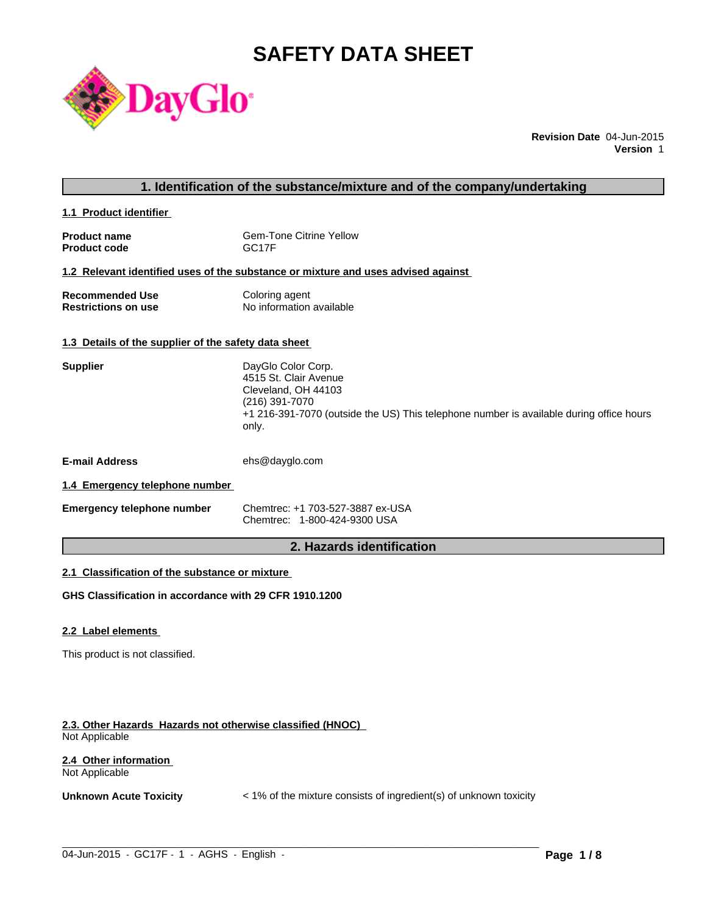# SAFETY DATA SHEET

**Revision Date** 04-Jun-2015
**Version** 1

## 1. Identification of the substance/mixture and of the company/undertaking

### 1.1 Product identifier

| | |
|---|---|
| **Product name** | Gem-Tone Citrine Yellow |
| **Product code** | GC17F |

### 1.2 Relevant identified uses of the substance or mixture and uses advised against

| | |
|---|---|
| **Recommended Use** | Coloring agent |
| **Restrictions on use** | No information available |

### 1.3 Details of the supplier of the safety data sheet

**Supplier**

DayGlo Color Corp.
4515 St. Clair Avenue
Cleveland, OH 44103
(216) 391-7070
+1 216-391-7070 (outside the US) This telephone number is available during office hours only.

**E-mail Address** ehs@dayglo.com

### 1.4 Emergency telephone number

**Emergency telephone number**

Chemtrec: +1 703-527-3887 ex-USA
Chemtrec: 1-800-424-9300 USA

## 2. Hazards identification

### 2.1 Classification of the substance or mixture

**GHS Classification in accordance with 29 CFR 1910.1200**

### 2.2 Label elements

This product is not classified.

### 2.3. Other Hazards Hazards not otherwise classified (HNOC)

Not Applicable

### 2.4 Other information

Not Applicable

**Unknown Acute Toxicity** < 1% of the mixture consists of ingredient(s) of unknown toxicity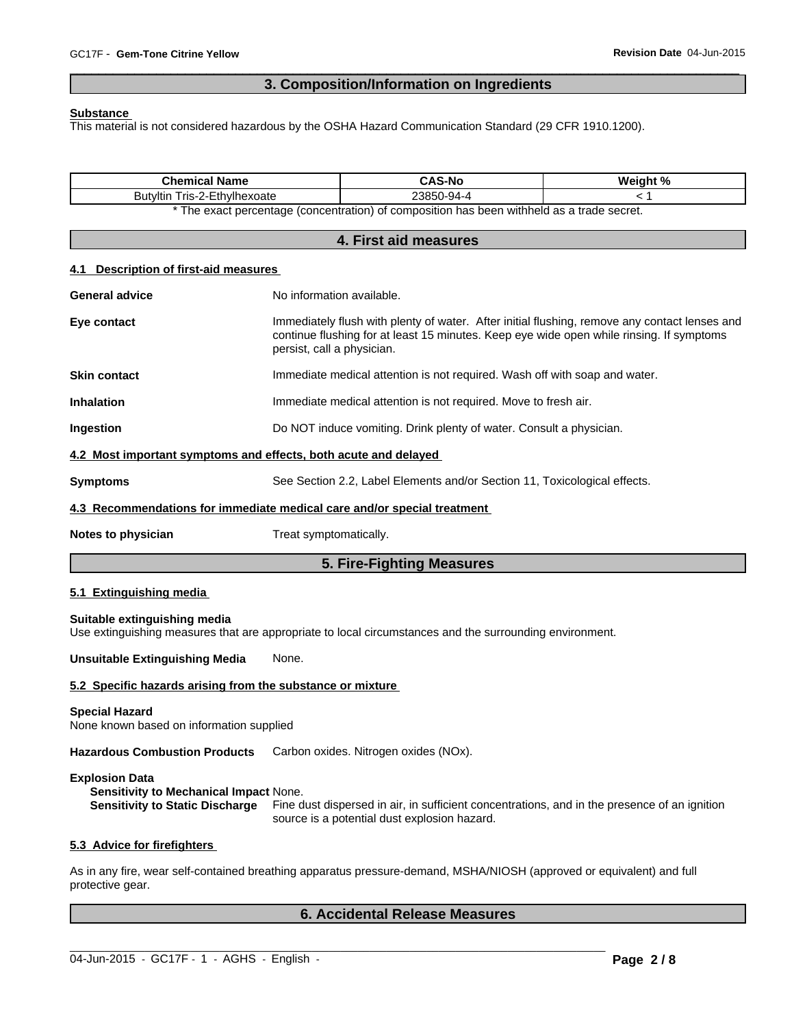## 3. Composition/Information on Ingredients

**Substance**
This material is not considered hazardous by the OSHA Hazard Communication Standard (29 CFR 1910.1200).

| Chemical Name | CAS-No | Weight % |
|---|---|---|
| Butyltin Tris-2-Ethylhexoate | 23850-94-4 | < 1 |

* The exact percentage (concentration) of composition has been withheld as a trade secret.

## 4. First aid measures

### 4.1 Description of first-aid measures

**General advice** No information available.

**Eye contact** Immediately flush with plenty of water. After initial flushing, remove any contact lenses and continue flushing for at least 15 minutes. Keep eye wide open while rinsing. If symptoms persist, call a physician.

**Skin contact** Immediate medical attention is not required. Wash off with soap and water.

**Inhalation** Immediate medical attention is not required. Move to fresh air.

**Ingestion** Do NOT induce vomiting. Drink plenty of water. Consult a physician.

### 4.2 Most important symptoms and effects, both acute and delayed

**Symptoms** See Section 2.2, Label Elements and/or Section 11, Toxicological effects.

### 4.3 Recommendations for immediate medical care and/or special treatment

**Notes to physician** Treat symptomatically.

## 5. Fire-Fighting Measures

### 5.1 Extinguishing media

**Suitable extinguishing media**
Use extinguishing measures that are appropriate to local circumstances and the surrounding environment.

**Unsuitable Extinguishing Media** None.

### 5.2 Specific hazards arising from the substance or mixture

**Special Hazard**
None known based on information supplied

**Hazardous Combustion Products** Carbon oxides. Nitrogen oxides (NOx).

**Explosion Data**
**Sensitivity to Mechanical Impact** None.
**Sensitivity to Static Discharge** Fine dust dispersed in air, in sufficient concentrations, and in the presence of an ignition source is a potential dust explosion hazard.

### 5.3 Advice for firefighters

As in any fire, wear self-contained breathing apparatus pressure-demand, MSHA/NIOSH (approved or equivalent) and full protective gear.

## 6. Accidental Release Measures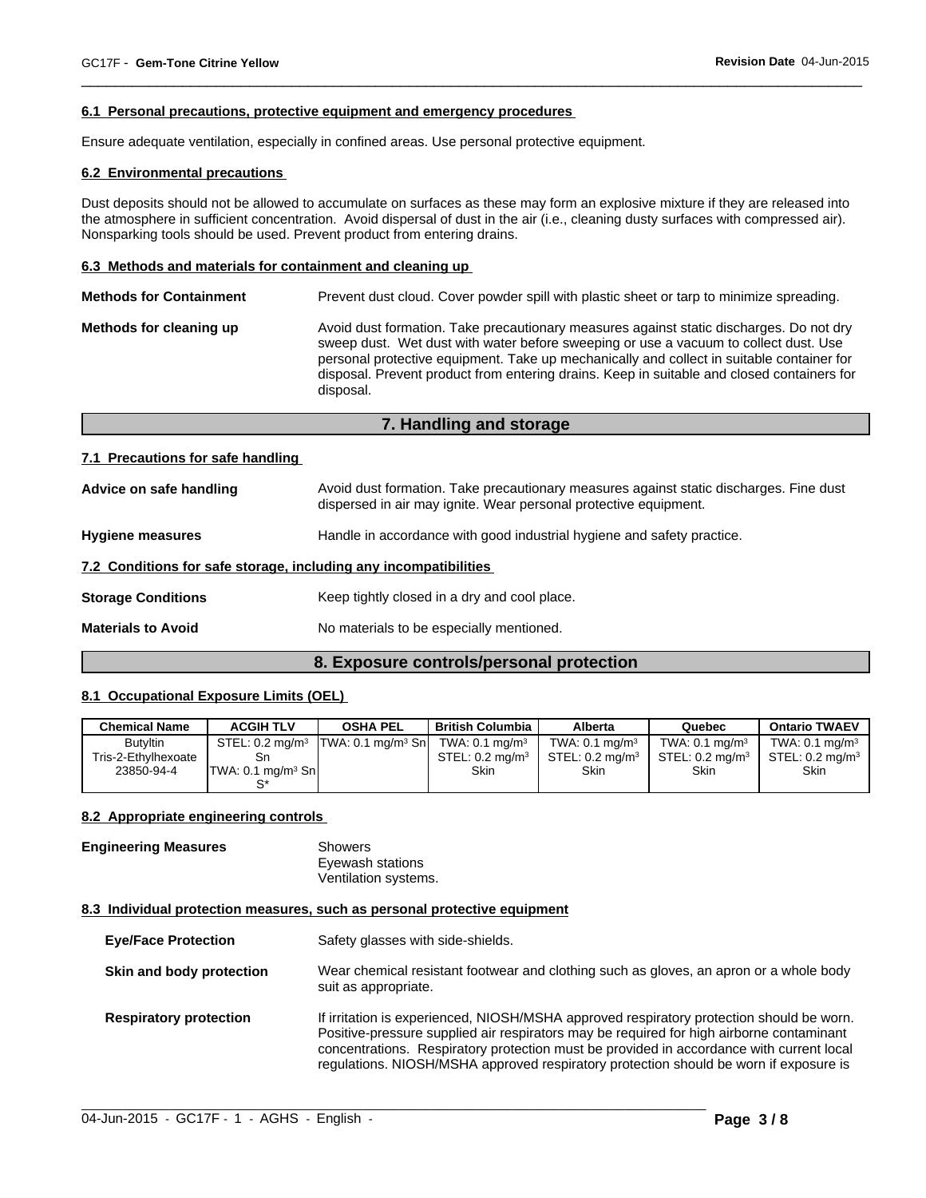#### 6.1 Personal precautions, protective equipment and emergency procedures

Ensure adequate ventilation, especially in confined areas. Use personal protective equipment.

#### 6.2 Environmental precautions

Dust deposits should not be allowed to accumulate on surfaces as these may form an explosive mixture if they are released into the atmosphere in sufficient concentration. Avoid dispersal of dust in the air (i.e., cleaning dusty surfaces with compressed air). Nonsparking tools should be used. Prevent product from entering drains.

#### 6.3 Methods and materials for containment and cleaning up

**Methods for Containment** Prevent dust cloud. Cover powder spill with plastic sheet or tarp to minimize spreading.

**Methods for cleaning up** Avoid dust formation. Take precautionary measures against static discharges. Do not dry sweep dust. Wet dust with water before sweeping or use a vacuum to collect dust. Use personal protective equipment. Take up mechanically and collect in suitable container for disposal. Prevent product from entering drains. Keep in suitable and closed containers for disposal.

## 7. Handling and storage

#### 7.1 Precautions for safe handling

**Advice on safe handling** Avoid dust formation. Take precautionary measures against static discharges. Fine dust dispersed in air may ignite. Wear personal protective equipment.

**Hygiene measures** Handle in accordance with good industrial hygiene and safety practice.

#### 7.2 Conditions for safe storage, including any incompatibilities

**Storage Conditions** Keep tightly closed in a dry and cool place.

**Materials to Avoid** No materials to be especially mentioned.

## 8. Exposure controls/personal protection

#### 8.1 Occupational Exposure Limits (OEL)

| Chemical Name | ACGIH TLV | OSHA PEL | British Columbia | Alberta | Quebec | Ontario TWAEV |
|---|---|---|---|---|---|---|
| Butyltin Tris-2-Ethylhexoate 23850-94-4 | STEL: 0.2 mg/m³ Sn TWA: 0.1 mg/m³ Sn S* | TWA: 0.1 mg/m³ Sn | TWA: 0.1 mg/m³ STEL: 0.2 mg/m³ Skin | TWA: 0.1 mg/m³ STEL: 0.2 mg/m³ Skin | TWA: 0.1 mg/m³ STEL: 0.2 mg/m³ Skin | TWA: 0.1 mg/m³ STEL: 0.2 mg/m³ Skin |

#### 8.2 Appropriate engineering controls

**Engineering Measures** Showers
Eyewash stations
Ventilation systems.

#### 8.3 Individual protection measures, such as personal protective equipment

**Eye/Face Protection** Safety glasses with side-shields.

**Skin and body protection** Wear chemical resistant footwear and clothing such as gloves, an apron or a whole body suit as appropriate.

**Respiratory protection** If irritation is experienced, NIOSH/MSHA approved respiratory protection should be worn. Positive-pressure supplied air respirators may be required for high airborne contaminant concentrations. Respiratory protection must be provided in accordance with current local regulations. NIOSH/MSHA approved respiratory protection should be worn if exposure is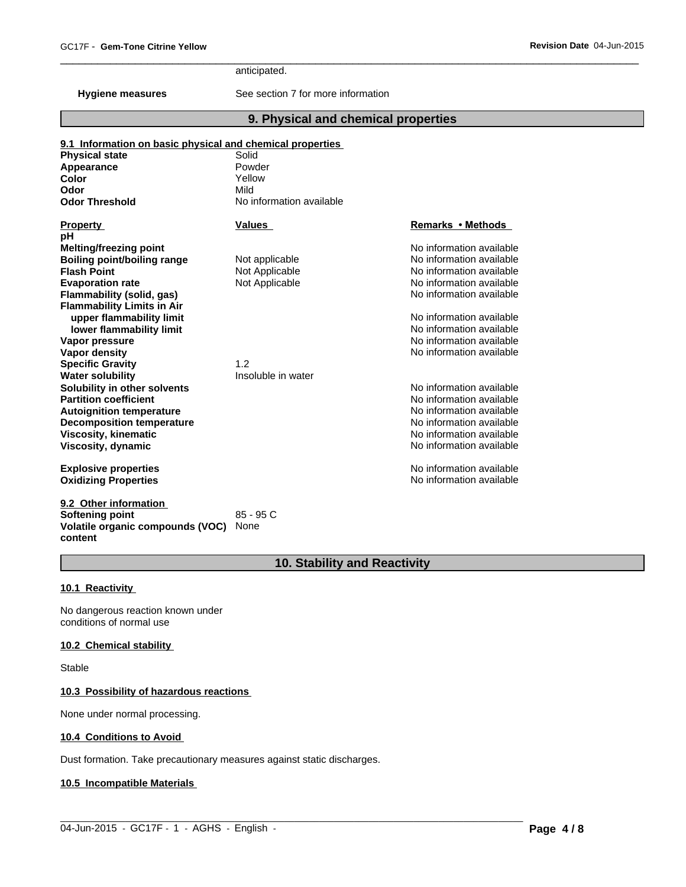anticipated.

**Hygiene measures** See section 7 for more information

## 9. Physical and chemical properties

**9.1 Information on basic physical and chemical properties**

| | |
|---|---|
| **Physical state** | Solid |
| **Appearance** | Powder |
| **Color** | Yellow |
| **Odor** | Mild |
| **Odor Threshold** | No information available |

| Property | Values | Remarks • Methods |
|---|---|---|
| **pH** | | |
| **Melting/freezing point** | | No information available |
| **Boiling point/boiling range** | Not applicable | No information available |
| **Flash Point** | Not Applicable | No information available |
| **Evaporation rate** | Not Applicable | No information available |
| **Flammability (solid, gas)** | | No information available |
| **Flammability Limits in Air** | | |
| **upper flammability limit** | | No information available |
| **lower flammability limit** | | No information available |
| **Vapor pressure** | | No information available |
| **Vapor density** | | No information available |
| **Specific Gravity** | 1.2 | |
| **Water solubility** | Insoluble in water | |
| **Solubility in other solvents** | | No information available |
| **Partition coefficient** | | No information available |
| **Autoignition temperature** | | No information available |
| **Decomposition temperature** | | No information available |
| **Viscosity, kinematic** | | No information available |
| **Viscosity, dynamic** | | No information available |
| **Explosive properties** | | No information available |
| **Oxidizing Properties** | | No information available |

**9.2 Other information**

| | |
|---|---|
| **Softening point** | 85 - 95 C |
| **Volatile organic compounds (VOC) content** | None |

## 10. Stability and Reactivity

**10.1 Reactivity**

No dangerous reaction known under conditions of normal use

**10.2 Chemical stability**

Stable

**10.3 Possibility of hazardous reactions**

None under normal processing.

**10.4 Conditions to Avoid**

Dust formation. Take precautionary measures against static discharges.

**10.5 Incompatible Materials**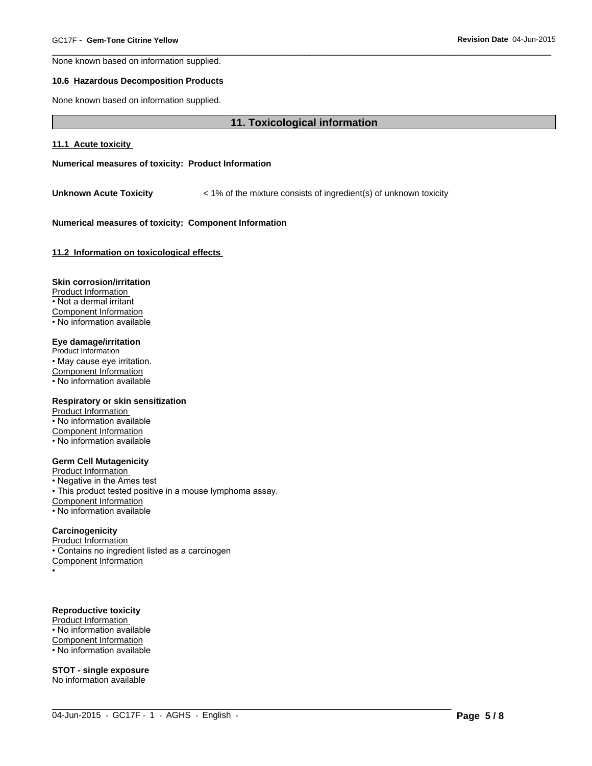None known based on information supplied.

### 10.6 Hazardous Decomposition Products

None known based on information supplied.

## 11. Toxicological information

### 11.1 Acute toxicity

**Numerical measures of toxicity: Product Information**

**Unknown Acute Toxicity** < 1% of the mixture consists of ingredient(s) of unknown toxicity

**Numerical measures of toxicity: Component Information**

### 11.2 Information on toxicological effects

**Skin corrosion/irritation**

Product Information
- Not a dermal irritant

Component Information
- No information available

**Eye damage/irritation**

Product Information
- May cause eye irritation.

Component Information
- No information available

**Respiratory or skin sensitization**

Product Information
- No information available

Component Information
- No information available

**Germ Cell Mutagenicity**

Product Information
- Negative in the Ames test
- This product tested positive in a mouse lymphoma assay.

Component Information
- No information available

**Carcinogenicity**

Product Information
- Contains no ingredient listed as a carcinogen

Component Information
- 

**Reproductive toxicity**

Product Information
- No information available

Component Information
- No information available

**STOT - single exposure**

No information available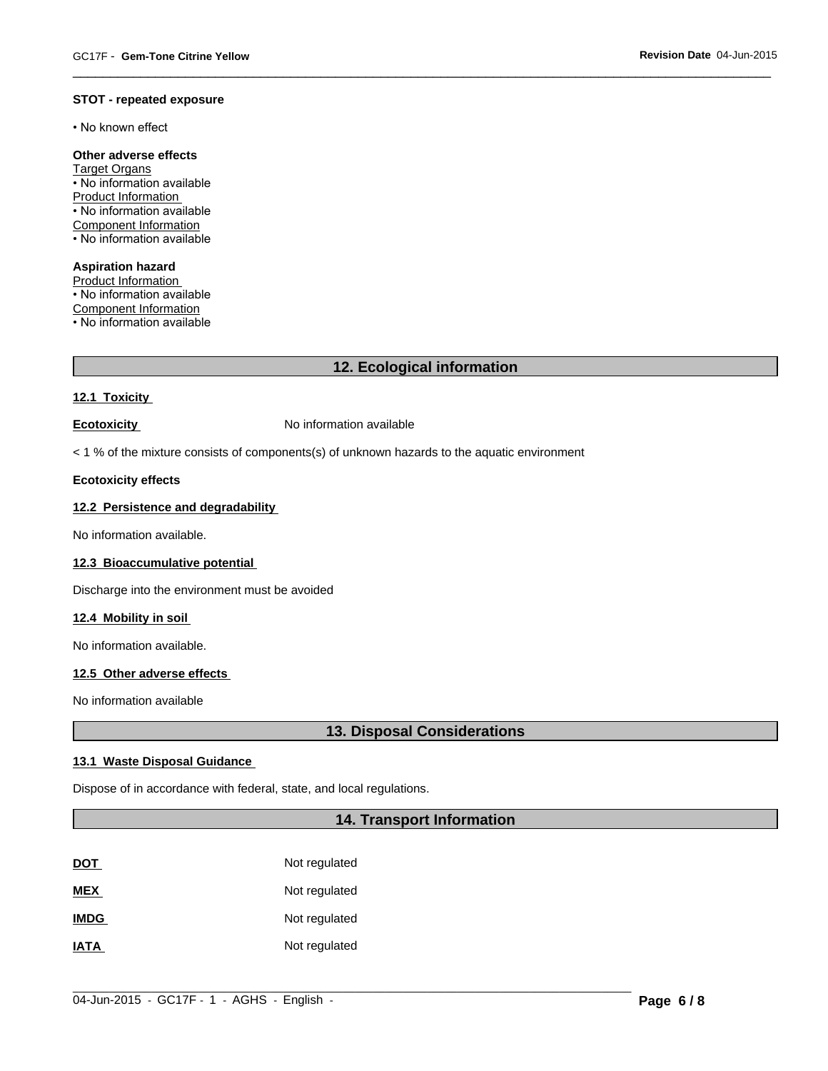**STOT - repeated exposure**

• No known effect

**Other adverse effects**

Target Organs
• No information available
Product Information
• No information available
Component Information
• No information available

**Aspiration hazard**

Product Information
• No information available
Component Information
• No information available

## 12. Ecological information

### 12.1 Toxicity

**Ecotoxicity** No information available

< 1 % of the mixture consists of components(s) of unknown hazards to the aquatic environment

**Ecotoxicity effects**

### 12.2 Persistence and degradability

No information available.

### 12.3 Bioaccumulative potential

Discharge into the environment must be avoided

### 12.4 Mobility in soil

No information available.

### 12.5 Other adverse effects

No information available

## 13. Disposal Considerations

### 13.1 Waste Disposal Guidance

Dispose of in accordance with federal, state, and local regulations.

## 14. Transport Information

| | |
|---|---|
| **DOT** | Not regulated |
| **MEX** | Not regulated |
| **IMDG** | Not regulated |
| **IATA** | Not regulated |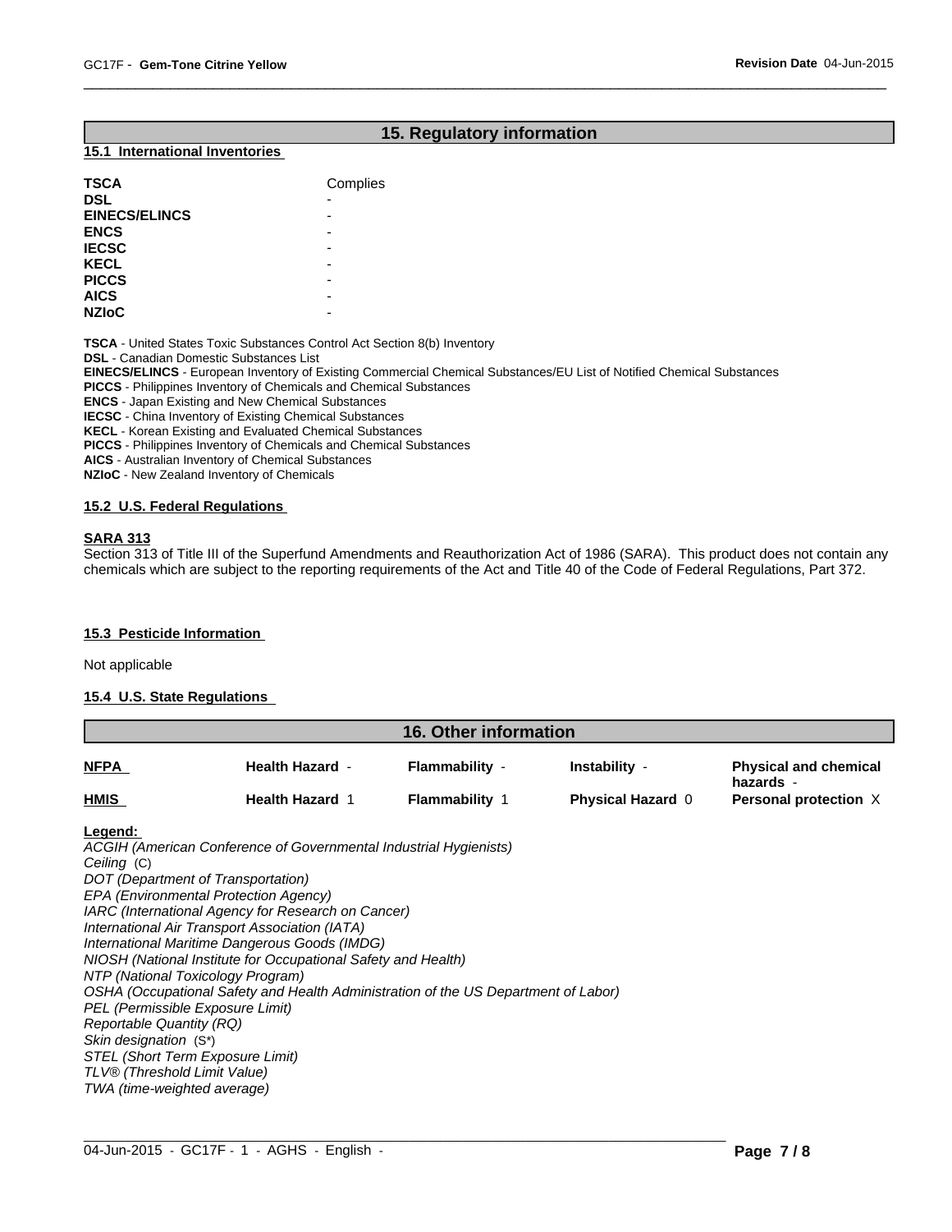## 15. Regulatory information

### 15.1 International Inventories

| | |
|---|---|
| **TSCA** | Complies |
| **DSL** | - |
| **EINECS/ELINCS** | - |
| **ENCS** | - |
| **IECSC** | - |
| **KECL** | - |
| **PICCS** | - |
| **AICS** | - |
| **NZIoC** | - |

**TSCA** - United States Toxic Substances Control Act Section 8(b) Inventory
**DSL** - Canadian Domestic Substances List
**EINECS/ELINCS** - European Inventory of Existing Commercial Chemical Substances/EU List of Notified Chemical Substances
**PICCS** - Philippines Inventory of Chemicals and Chemical Substances
**ENCS** - Japan Existing and New Chemical Substances
**IECSC** - China Inventory of Existing Chemical Substances
**KECL** - Korean Existing and Evaluated Chemical Substances
**PICCS** - Philippines Inventory of Chemicals and Chemical Substances
**AICS** - Australian Inventory of Chemical Substances
**NZIoC** - New Zealand Inventory of Chemicals

### 15.2 U.S. Federal Regulations

**SARA 313**
Section 313 of Title III of the Superfund Amendments and Reauthorization Act of 1986 (SARA). This product does not contain any chemicals which are subject to the reporting requirements of the Act and Title 40 of the Code of Federal Regulations, Part 372.

### 15.3 Pesticide Information

Not applicable

### 15.4 U.S. State Regulations

## 16. Other information

| | | | | |
|---|---|---|---|---|
| **NFPA** | **Health Hazard** - | **Flammability** - | **Instability** - | **Physical and chemical hazards** - |
| **HMIS** | **Health Hazard** 1 | **Flammability** 1 | **Physical Hazard** 0 | **Personal protection** X |

**Legend:**
*ACGIH (American Conference of Governmental Industrial Hygienists)*
*Ceiling* (C)
*DOT (Department of Transportation)*
*EPA (Environmental Protection Agency)*
*IARC (International Agency for Research on Cancer)*
*International Air Transport Association (IATA)*
*International Maritime Dangerous Goods (IMDG)*
*NIOSH (National Institute for Occupational Safety and Health)*
*NTP (National Toxicology Program)*
*OSHA (Occupational Safety and Health Administration of the US Department of Labor)*
*PEL (Permissible Exposure Limit)*
*Reportable Quantity (RQ)*
*Skin designation* (S*)
*STEL (Short Term Exposure Limit)*
*TLV® (Threshold Limit Value)*
*TWA (time-weighted average)*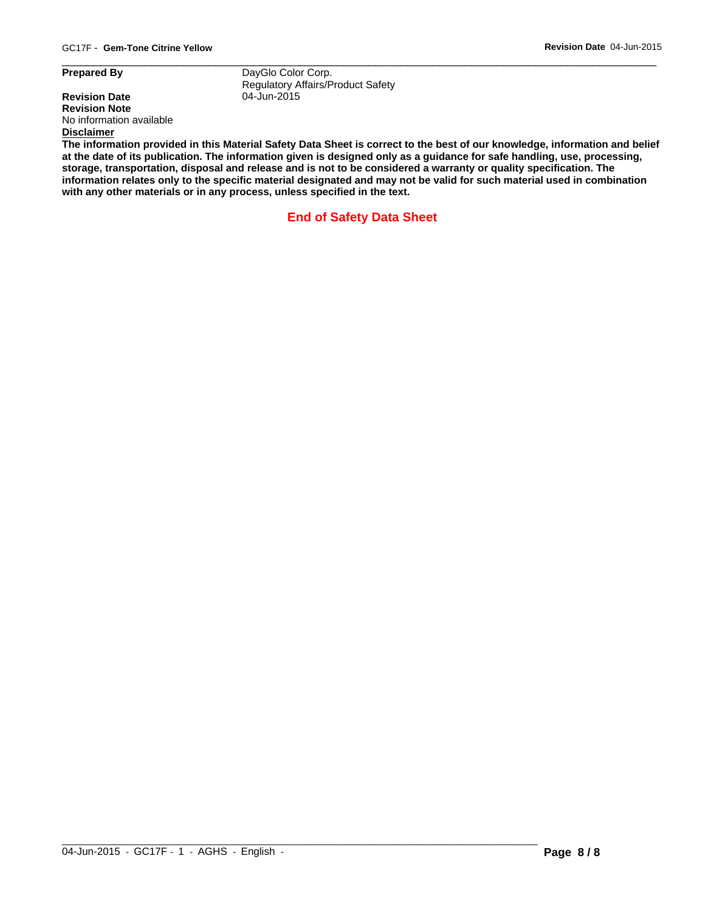**Prepared By** DayGlo Color Corp.
Regulatory Affairs/Product Safety

**Revision Date** 04-Jun-2015

**Revision Note**
No information available

**Disclaimer**

**The information provided in this Material Safety Data Sheet is correct to the best of our knowledge, information and belief at the date of its publication. The information given is designed only as a guidance for safe handling, use, processing, storage, transportation, disposal and release and is not to be considered a warranty or quality specification. The information relates only to the specific material designated and may not be valid for such material used in combination with any other materials or in any process, unless specified in the text.**

**End of Safety Data Sheet**